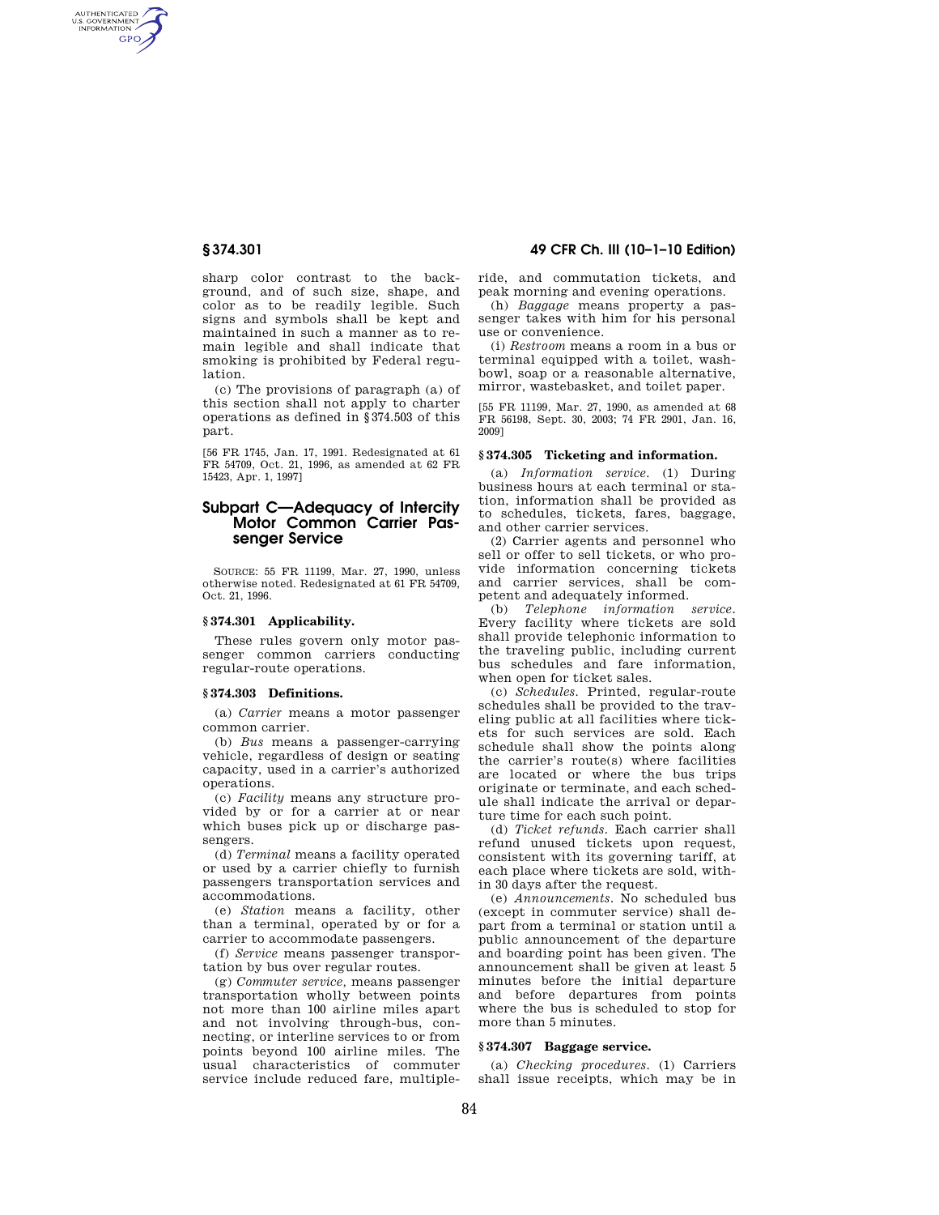sharp color contrast to the background, and of such size, shape, and color as to be readily legible. Such signs and symbols shall be kept and maintained in such a manner as to remain legible and shall indicate that smoking is prohibited by Federal regulation.

(c) The provisions of paragraph (a) of this section shall not apply to charter operations as defined in §374.503 of this part.

[56 FR 1745, Jan. 17, 1991. Redesignated at 61 FR 54709, Oct. 21, 1996, as amended at 62 FR 15423, Apr. 1, 1997]

## Subpart C—Adequacy of Intercity Motor Common Carrier Passenger Service

SOURCE: 55 FR 11199, Mar. 27, 1990, unless otherwise noted. Redesignated at 61 FR 54709, Oct. 21, 1996.

### §374.301 Applicability.

These rules govern only motor passenger common carriers conducting regular-route operations.

### §374.303 Definitions.

(a) *Carrier* means a motor passenger common carrier.

(b) *Bus* means a passenger-carrying vehicle, regardless of design or seating capacity, used in a carrier's authorized operations.

(c) *Facility* means any structure provided by or for a carrier at or near which buses pick up or discharge passengers.

(d) *Terminal* means a facility operated or used by a carrier chiefly to furnish passengers transportation services and accommodations.

(e) *Station* means a facility, other than a terminal, operated by or for a carrier to accommodate passengers.

(f) *Service* means passenger transportation by bus over regular routes.

(g) *Commuter service,* means passenger transportation wholly between points not more than 100 airline miles apart and not involving through-bus, connecting, or interline services to or from points beyond 100 airline miles. The usual characteristics of commuter service include reduced fare, multiple-ride, and commutation tickets, and peak morning and evening operations.

(h) *Baggage* means property a passenger takes with him for his personal use or convenience.

(i) *Restroom* means a room in a bus or terminal equipped with a toilet, washbowl, soap or a reasonable alternative, mirror, wastebasket, and toilet paper.

[55 FR 11199, Mar. 27, 1990, as amended at 68 FR 56198, Sept. 30, 2003; 74 FR 2901, Jan. 16, 2009]

### §374.305 Ticketing and information.

(a) *Information service.* (1) During business hours at each terminal or station, information shall be provided as to schedules, tickets, fares, baggage, and other carrier services.

(2) Carrier agents and personnel who sell or offer to sell tickets, or who provide information concerning tickets and carrier services, shall be competent and adequately informed.

(b) *Telephone information service.* Every facility where tickets are sold shall provide telephonic information to the traveling public, including current bus schedules and fare information, when open for ticket sales.

(c) *Schedules.* Printed, regular-route schedules shall be provided to the traveling public at all facilities where tickets for such services are sold. Each schedule shall show the points along the carrier's route(s) where facilities are located or where the bus trips originate or terminate, and each schedule shall indicate the arrival or departure time for each such point.

(d) *Ticket refunds.* Each carrier shall refund unused tickets upon request, consistent with its governing tariff, at each place where tickets are sold, within 30 days after the request.

(e) *Announcements.* No scheduled bus (except in commuter service) shall depart from a terminal or station until a public announcement of the departure and boarding point has been given. The announcement shall be given at least 5 minutes before the initial departure and before departures from points where the bus is scheduled to stop for more than 5 minutes.

### §374.307 Baggage service.

(a) *Checking procedures.* (1) Carriers shall issue receipts, which may be in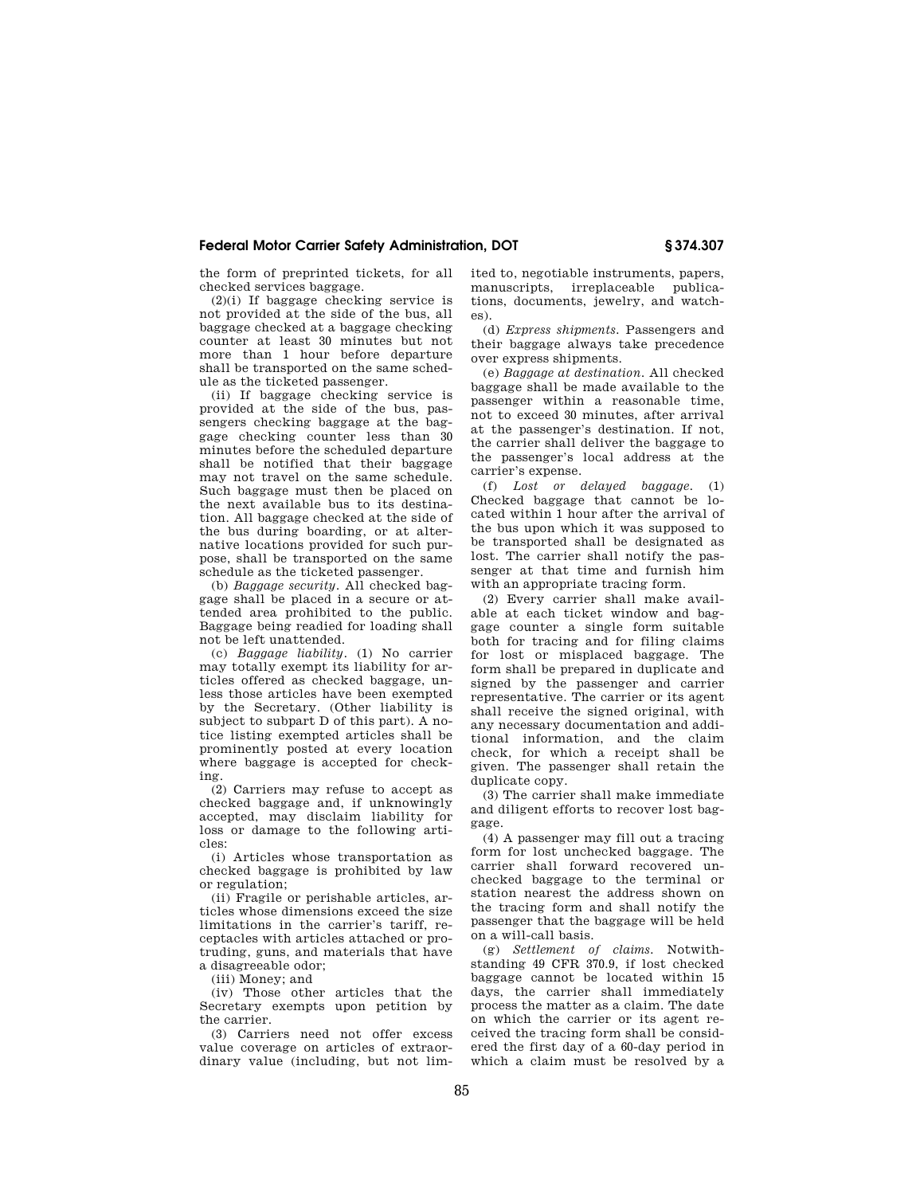the form of preprinted tickets, for all checked services baggage.

(2)(i) If baggage checking service is not provided at the side of the bus, all baggage checked at a baggage checking counter at least 30 minutes but not more than 1 hour before departure shall be transported on the same schedule as the ticketed passenger.

(ii) If baggage checking service is provided at the side of the bus, passengers checking baggage at the baggage checking counter less than 30 minutes before the scheduled departure shall be notified that their baggage may not travel on the same schedule. Such baggage must then be placed on the next available bus to its destination. All baggage checked at the side of the bus during boarding, or at alternative locations provided for such purpose, shall be transported on the same schedule as the ticketed passenger.

(b) *Baggage security.* All checked baggage shall be placed in a secure or attended area prohibited to the public. Baggage being readied for loading shall not be left unattended.

(c) *Baggage liability.* (1) No carrier may totally exempt its liability for articles offered as checked baggage, unless those articles have been exempted by the Secretary. (Other liability is subject to subpart D of this part). A notice listing exempted articles shall be prominently posted at every location where baggage is accepted for checking.

(2) Carriers may refuse to accept as checked baggage and, if unknowingly accepted, may disclaim liability for loss or damage to the following articles:

(i) Articles whose transportation as checked baggage is prohibited by law or regulation;

(ii) Fragile or perishable articles, articles whose dimensions exceed the size limitations in the carrier's tariff, receptacles with articles attached or protruding, guns, and materials that have a disagreeable odor;

(iii) Money; and

(iv) Those other articles that the Secretary exempts upon petition by the carrier.

(3) Carriers need not offer excess value coverage on articles of extraordinary value (including, but not limited to, negotiable instruments, papers, manuscripts, irreplaceable publications, documents, jewelry, and watches).

(d) *Express shipments.* Passengers and their baggage always take precedence over express shipments.

(e) *Baggage at destination.* All checked baggage shall be made available to the passenger within a reasonable time, not to exceed 30 minutes, after arrival at the passenger's destination. If not, the carrier shall deliver the baggage to the passenger's local address at the carrier's expense.

(f) *Lost or delayed baggage.* (1) Checked baggage that cannot be located within 1 hour after the arrival of the bus upon which it was supposed to be transported shall be designated as lost. The carrier shall notify the passenger at that time and furnish him with an appropriate tracing form.

(2) Every carrier shall make available at each ticket window and baggage counter a single form suitable both for tracing and for filing claims for lost or misplaced baggage. The form shall be prepared in duplicate and signed by the passenger and carrier representative. The carrier or its agent shall receive the signed original, with any necessary documentation and additional information, and the claim check, for which a receipt shall be given. The passenger shall retain the duplicate copy.

(3) The carrier shall make immediate and diligent efforts to recover lost baggage.

(4) A passenger may fill out a tracing form for lost unchecked baggage. The carrier shall forward recovered unchecked baggage to the terminal or station nearest the address shown on the tracing form and shall notify the passenger that the baggage will be held on a will-call basis.

(g) *Settlement of claims.* Notwithstanding 49 CFR 370.9, if lost checked baggage cannot be located within 15 days, the carrier shall immediately process the matter as a claim. The date on which the carrier or its agent received the tracing form shall be considered the first day of a 60-day period in which a claim must be resolved by a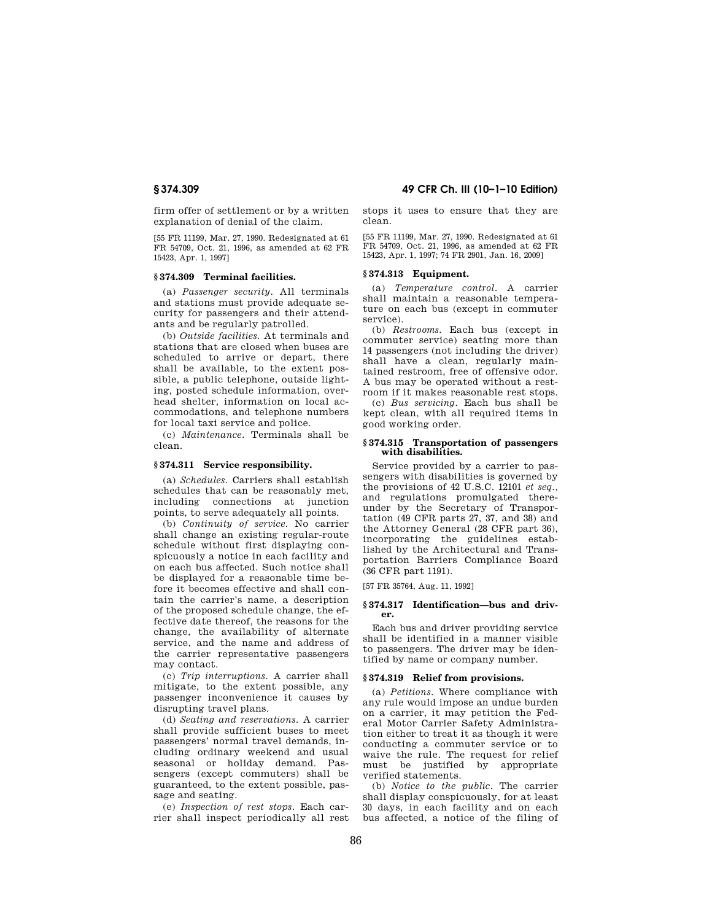firm offer of settlement or by a written explanation of denial of the claim.

[55 FR 11199, Mar. 27, 1990. Redesignated at 61 FR 54709, Oct. 21, 1996, as amended at 62 FR 15423, Apr. 1, 1997]

### § 374.309 Terminal facilities.

(a) *Passenger security*. All terminals and stations must provide adequate security for passengers and their attendants and be regularly patrolled.

(b) *Outside facilities*. At terminals and stations that are closed when buses are scheduled to arrive or depart, there shall be available, to the extent possible, a public telephone, outside lighting, posted schedule information, overhead shelter, information on local accommodations, and telephone numbers for local taxi service and police.

(c) *Maintenance*. Terminals shall be clean.

### § 374.311 Service responsibility.

(a) *Schedules*. Carriers shall establish schedules that can be reasonably met, including connections at junction points, to serve adequately all points.

(b) *Continuity of service*. No carrier shall change an existing regular-route schedule without first displaying conspicuously a notice in each facility and on each bus affected. Such notice shall be displayed for a reasonable time before it becomes effective and shall contain the carrier's name, a description of the proposed schedule change, the effective date thereof, the reasons for the change, the availability of alternate service, and the name and address of the carrier representative passengers may contact.

(c) *Trip interruptions*. A carrier shall mitigate, to the extent possible, any passenger inconvenience it causes by disrupting travel plans.

(d) *Seating and reservations*. A carrier shall provide sufficient buses to meet passengers' normal travel demands, including ordinary weekend and usual seasonal or holiday demand. Passengers (except commuters) shall be guaranteed, to the extent possible, passage and seating.

(e) *Inspection of rest stops*. Each carrier shall inspect periodically all rest stops it uses to ensure that they are clean.

[55 FR 11199, Mar. 27, 1990. Redesignated at 61 FR 54709, Oct. 21, 1996, as amended at 62 FR 15423, Apr. 1, 1997; 74 FR 2901, Jan. 16, 2009]

### § 374.313 Equipment.

(a) *Temperature control*. A carrier shall maintain a reasonable temperature on each bus (except in commuter service).

(b) *Restrooms*. Each bus (except in commuter service) seating more than 14 passengers (not including the driver) shall have a clean, regularly maintained restroom, free of offensive odor. A bus may be operated without a restroom if it makes reasonable rest stops.

(c) *Bus servicing*. Each bus shall be kept clean, with all required items in good working order.

### § 374.315 Transportation of passengers with disabilities.

Service provided by a carrier to passengers with disabilities is governed by the provisions of 42 U.S.C. 12101 *et seq.*, and regulations promulgated thereunder by the Secretary of Transportation (49 CFR parts 27, 37, and 38) and the Attorney General (28 CFR part 36), incorporating the guidelines established by the Architectural and Transportation Barriers Compliance Board (36 CFR part 1191).

[57 FR 35764, Aug. 11, 1992]

### § 374.317 Identification—bus and driver.

Each bus and driver providing service shall be identified in a manner visible to passengers. The driver may be identified by name or company number.

### § 374.319 Relief from provisions.

(a) *Petitions*. Where compliance with any rule would impose an undue burden on a carrier, it may petition the Federal Motor Carrier Safety Administration either to treat it as though it were conducting a commuter service or to waive the rule. The request for relief must be justified by appropriate verified statements.

(b) *Notice to the public*. The carrier shall display conspicuously, for at least 30 days, in each facility and on each bus affected, a notice of the filing of